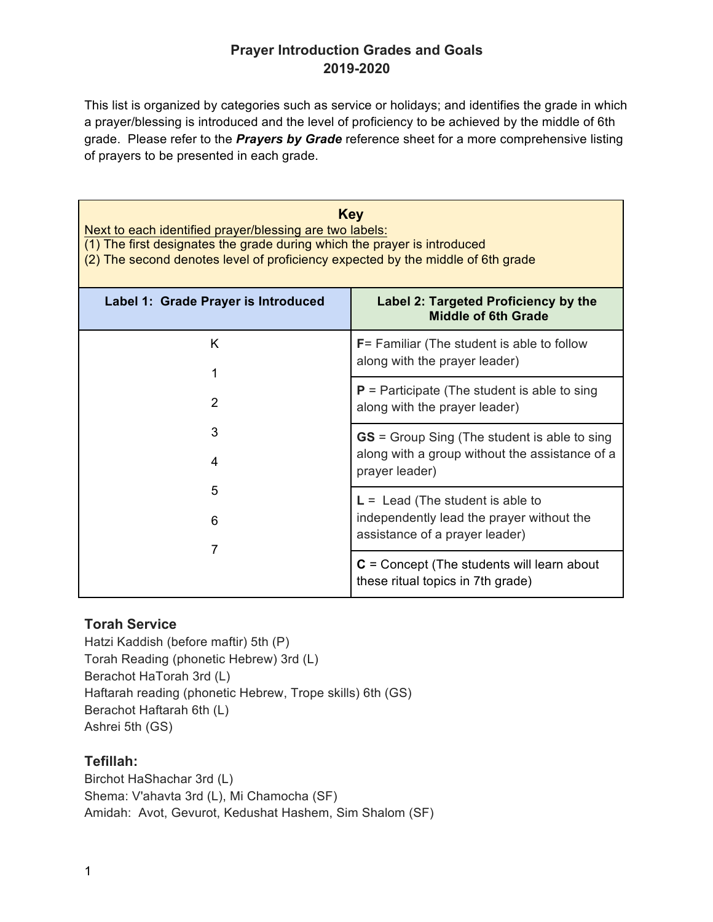# Prayer Introduction Grades and Goals
## 2019-2020

This list is organized by categories such as service or holidays; and identifies the grade in which a prayer/blessing is introduced and the level of proficiency to be achieved by the middle of 6th grade. Please refer to the ***Prayers by Grade*** reference sheet for a more comprehensive listing of prayers to be presented in each grade.

| **Key** | |
|---|---|
| Next to each identified prayer/blessing are two labels:<br>(1) The first designates the grade during which the prayer is introduced<br>(2) The second denotes level of proficiency expected by the middle of 6th grade | |
| **Label 1: Grade Prayer is Introduced** | **Label 2: Targeted Proficiency by the Middle of 6th Grade** |
| K<br>1<br>2<br>3<br>4<br>5<br>6<br>7 | **F**= Familiar (The student is able to follow along with the prayer leader) |
| | **P** = Participate (The student is able to sing along with the prayer leader) |
| | **GS** = Group Sing (The student is able to sing along with a group without the assistance of a prayer leader) |
| | **L** = Lead (The student is able to independently lead the prayer without the assistance of a prayer leader) |
| | **C** = Concept (The students will learn about these ritual topics in 7th grade) |

### Torah Service

Hatzi Kaddish (before maftir) 5th (P)
Torah Reading (phonetic Hebrew) 3rd (L)
Berachot HaTorah 3rd (L)
Haftarah reading (phonetic Hebrew, Trope skills) 6th (GS)
Berachot Haftarah 6th (L)
Ashrei 5th (GS)

### Tefillah:

Birchot HaShachar 3rd (L)
Shema: V'ahavta 3rd (L), Mi Chamocha (SF)
Amidah: Avot, Gevurot, Kedushat Hashem, Sim Shalom (SF)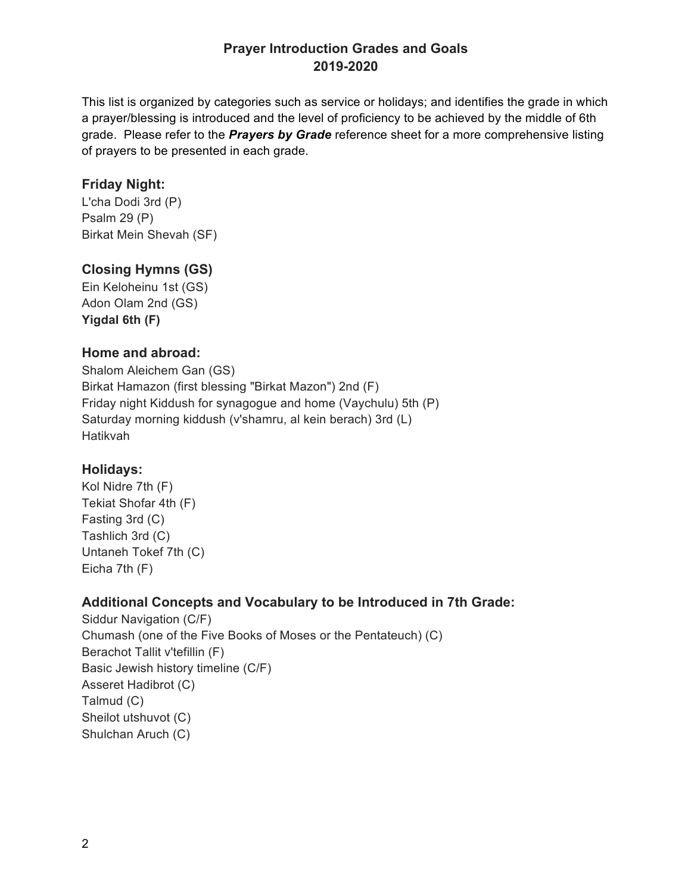# Prayer Introduction Grades and Goals
# 2019-2020

This list is organized by categories such as service or holidays; and identifies the grade in which a prayer/blessing is introduced and the level of proficiency to be achieved by the middle of 6th grade. Please refer to the ***Prayers by Grade*** reference sheet for a more comprehensive listing of prayers to be presented in each grade.

## Friday Night:

L'cha Dodi 3rd (P)
Psalm 29 (P)
Birkat Mein Shevah (SF)

## Closing Hymns (GS)

Ein Keloheinu 1st (GS)
Adon Olam 2nd (GS)
**Yigdal 6th (F)**

## Home and abroad:

Shalom Aleichem Gan (GS)
Birkat Hamazon (first blessing "Birkat Mazon") 2nd (F)
Friday night Kiddush for synagogue and home (Vaychulu) 5th (P)
Saturday morning kiddush (v'shamru, al kein berach) 3rd (L)
Hatikvah

## Holidays:

Kol Nidre 7th (F)
Tekiat Shofar 4th (F)
Fasting 3rd (C)
Tashlich 3rd (C)
Untaneh Tokef 7th (C)
Eicha 7th (F)

## Additional Concepts and Vocabulary to be Introduced in 7th Grade:

Siddur Navigation (C/F)
Chumash (one of the Five Books of Moses or the Pentateuch) (C)
Berachot Tallit v'tefillin (F)
Basic Jewish history timeline (C/F)
Asseret Hadibrot (C)
Talmud (C)
Sheilot utshuvot (C)
Shulchan Aruch (C)